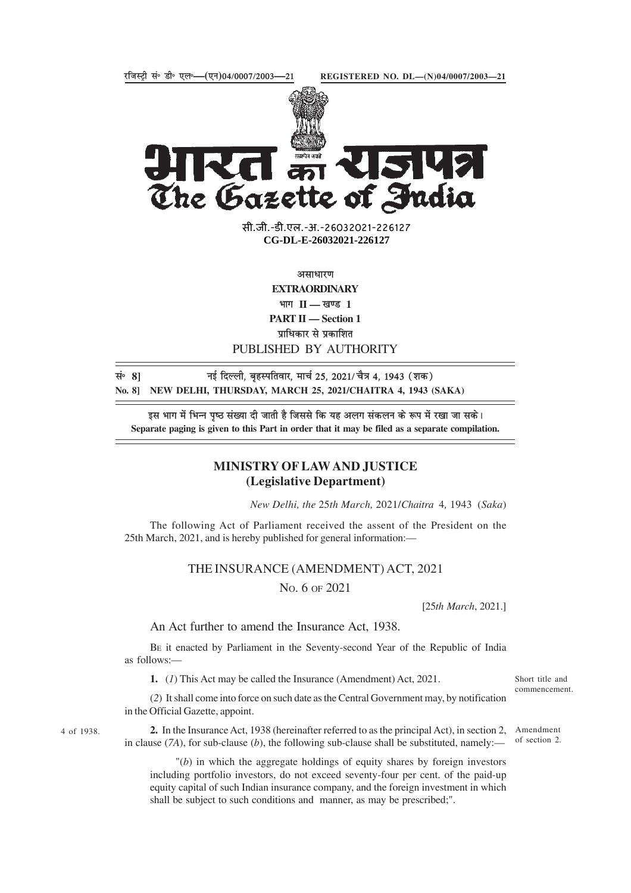रजिस्ट्री सं॰ डी॰ एल॰—(एन)04/0007/2003—21 REGISTERED NO. DL—(N)04/0007/2003—21

# भारत का राजपत्र
# The Gazette of India

सी.जी.-डी.एल.-अ.-26032021-226127
**CG-DL-E-26032021-226127**

असाधारण
**EXTRAORDINARY**
भाग II — खण्ड 1
**PART II — Section 1**
प्राधिकार से प्रकाशित
PUBLISHED BY AUTHORITY

**सं॰ 8]** नई दिल्ली, बृहस्पतिवार, मार्च 25, 2021/ चैत्र 4, 1943 (शक)
**No. 8] NEW DELHI, THURSDAY, MARCH 25, 2021/CHAITRA 4, 1943 (SAKA)**

इस भाग में भिन्न पृष्ठ संख्या दी जाती है जिससे कि यह अलग संकलन के रूप में रखा जा सके।
**Separate paging is given to this Part in order that it may be filed as a separate compilation.**

## MINISTRY OF LAW AND JUSTICE
## (Legislative Department)

*New Delhi, the* 25*th March,* 2021/*Chaitra* 4, 1943 (*Saka*)

The following Act of Parliament received the assent of the President on the 25th March, 2021, and is hereby published for general information:—

### THE INSURANCE (AMENDMENT) ACT, 2021

No. 6 of 2021

[25*th March*, 2021.]

An Act further to amend the Insurance Act, 1938.

Be it enacted by Parliament in the Seventy-second Year of the Republic of India as follows:—

Short title and commencement.

**1.** (*1*) This Act may be called the Insurance (Amendment) Act, 2021.

(*2*) It shall come into force on such date as the Central Government may, by notification in the Official Gazette, appoint.

4 of 1938.

Amendment of section 2.

**2.** In the Insurance Act, 1938 (hereinafter referred to as the principal Act), in section 2, in clause (*7A*), for sub-clause (*b*), the following sub-clause shall be substituted, namely:—

"(*b*) in which the aggregate holdings of equity shares by foreign investors including portfolio investors, do not exceed seventy-four per cent. of the paid-up equity capital of such Indian insurance company, and the foreign investment in which shall be subject to such conditions and manner, as may be prescribed;".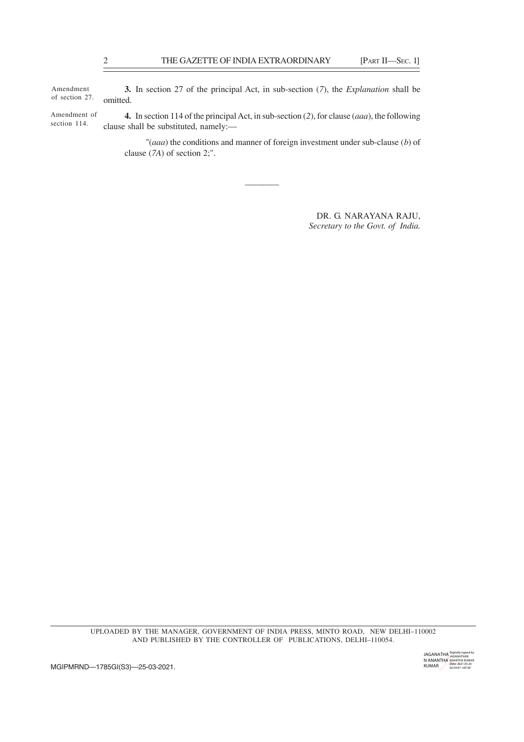Amendment of section 27.

**3.** In section 27 of the principal Act, in sub-section (*7*), the *Explanation* shall be omitted.

Amendment of section 114.

**4.** In section 114 of the principal Act, in sub-section (*2*), for clause (*aaa*), the following clause shall be substituted, namely:—

"(*aaa*) the conditions and manner of foreign investment under sub-clause (*b*) of clause (*7A*) of section 2;".

———

DR. G. NARAYANA RAJU,
*Secretary to the Govt. of India.*

UPLOADED BY THE MANAGER, GOVERNMENT OF INDIA PRESS, MINTO ROAD, NEW DELHI–110002 AND PUBLISHED BY THE CONTROLLER OF PUBLICATIONS, DELHI–110054.

MGIPMRND—1785GI(S3)—25-03-2021.